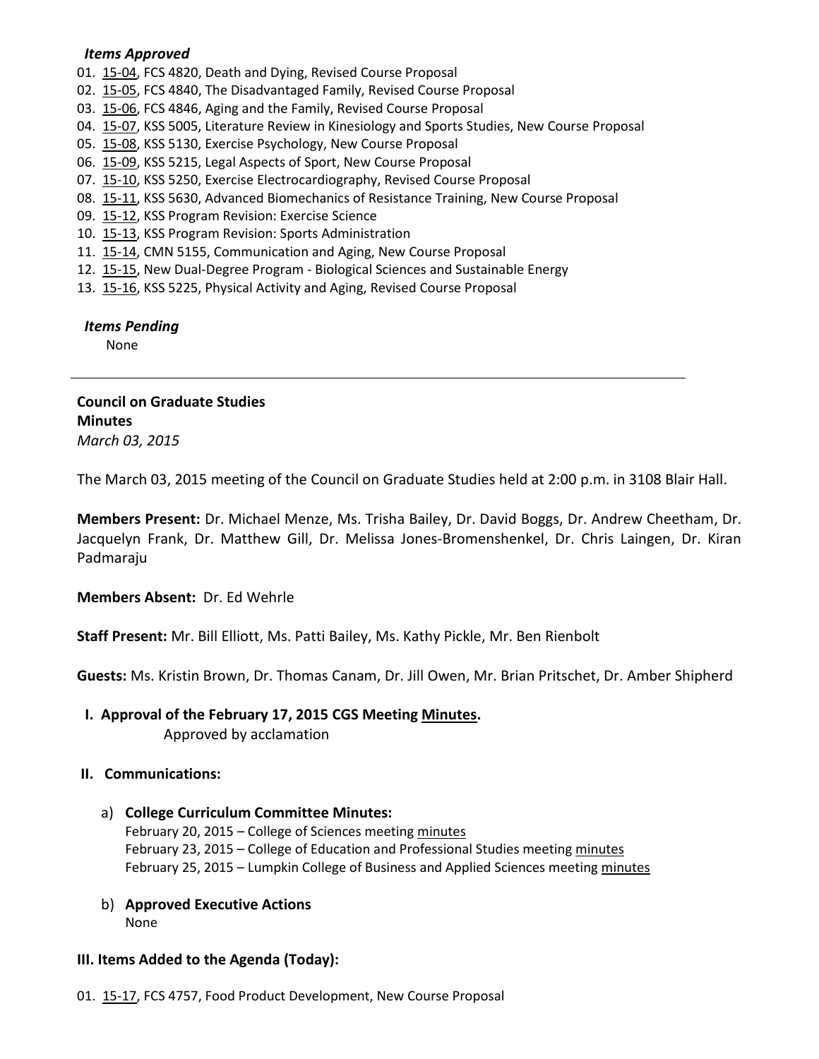***Items Approved***

01. 15-04, FCS 4820, Death and Dying, Revised Course Proposal
02. 15-05, FCS 4840, The Disadvantaged Family, Revised Course Proposal
03. 15-06, FCS 4846, Aging and the Family, Revised Course Proposal
04. 15-07, KSS 5005, Literature Review in Kinesiology and Sports Studies, New Course Proposal
05. 15-08, KSS 5130, Exercise Psychology, New Course Proposal
06. 15-09, KSS 5215, Legal Aspects of Sport, New Course Proposal
07. 15-10, KSS 5250, Exercise Electrocardiography, Revised Course Proposal
08. 15-11, KSS 5630, Advanced Biomechanics of Resistance Training, New Course Proposal
09. 15-12, KSS Program Revision: Exercise Science
10. 15-13, KSS Program Revision: Sports Administration
11. 15-14, CMN 5155, Communication and Aging, New Course Proposal
12. 15-15, New Dual-Degree Program - Biological Sciences and Sustainable Energy
13. 15-16, KSS 5225, Physical Activity and Aging, Revised Course Proposal

***Items Pending***

None

---

**Council on Graduate Studies**
**Minutes**
*March 03, 2015*

The March 03, 2015 meeting of the Council on Graduate Studies held at 2:00 p.m. in 3108 Blair Hall.

**Members Present:** Dr. Michael Menze, Ms. Trisha Bailey, Dr. David Boggs, Dr. Andrew Cheetham, Dr. Jacquelyn Frank, Dr. Matthew Gill, Dr. Melissa Jones-Bromenshenkel, Dr. Chris Laingen, Dr. Kiran Padmaraju

**Members Absent:** Dr. Ed Wehrle

**Staff Present:** Mr. Bill Elliott, Ms. Patti Bailey, Ms. Kathy Pickle, Mr. Ben Rienbolt

**Guests:** Ms. Kristin Brown, Dr. Thomas Canam, Dr. Jill Owen, Mr. Brian Pritschet, Dr. Amber Shipherd

## I. Approval of the February 17, 2015 CGS Meeting Minutes.

Approved by acclamation

## II. Communications:

a) **College Curriculum Committee Minutes:**
February 20, 2015 – College of Sciences meeting minutes
February 23, 2015 – College of Education and Professional Studies meeting minutes
February 25, 2015 – Lumpkin College of Business and Applied Sciences meeting minutes

b) **Approved Executive Actions**
None

## III. Items Added to the Agenda (Today):

01. 15-17, FCS 4757, Food Product Development, New Course Proposal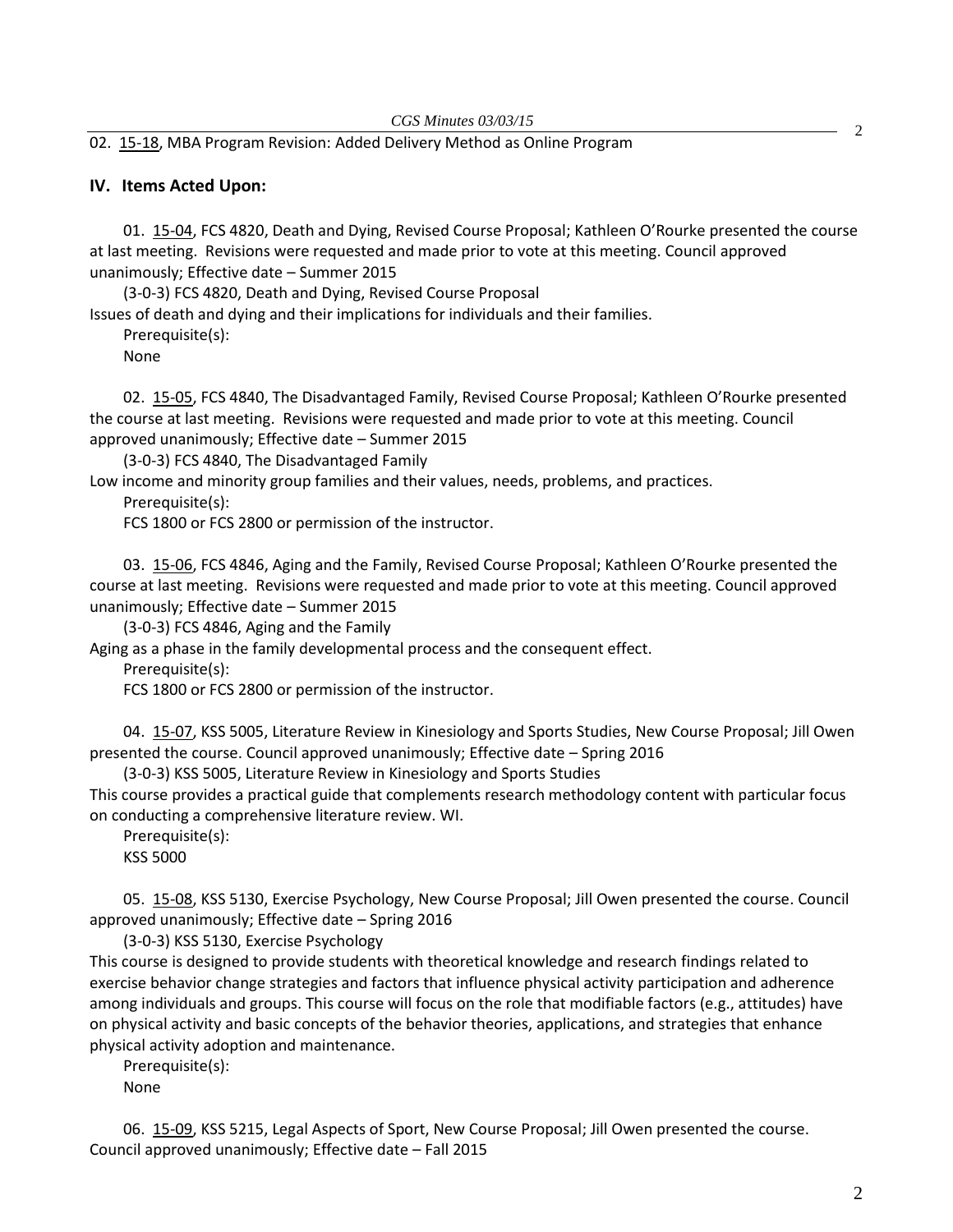02. 15-18, MBA Program Revision: Added Delivery Method as Online Program

## IV. Items Acted Upon:

01. 15-04, FCS 4820, Death and Dying, Revised Course Proposal; Kathleen O'Rourke presented the course at last meeting. Revisions were requested and made prior to vote at this meeting. Council approved unanimously; Effective date – Summer 2015

(3-0-3) FCS 4820, Death and Dying, Revised Course Proposal

Issues of death and dying and their implications for individuals and their families.

Prerequisite(s):

None

02. 15-05, FCS 4840, The Disadvantaged Family, Revised Course Proposal; Kathleen O'Rourke presented the course at last meeting. Revisions were requested and made prior to vote at this meeting. Council approved unanimously; Effective date – Summer 2015

(3-0-3) FCS 4840, The Disadvantaged Family

Low income and minority group families and their values, needs, problems, and practices.

Prerequisite(s):

FCS 1800 or FCS 2800 or permission of the instructor.

03. 15-06, FCS 4846, Aging and the Family, Revised Course Proposal; Kathleen O'Rourke presented the course at last meeting. Revisions were requested and made prior to vote at this meeting. Council approved unanimously; Effective date – Summer 2015

(3-0-3) FCS 4846, Aging and the Family

Aging as a phase in the family developmental process and the consequent effect.

Prerequisite(s):

FCS 1800 or FCS 2800 or permission of the instructor.

04. 15-07, KSS 5005, Literature Review in Kinesiology and Sports Studies, New Course Proposal; Jill Owen presented the course. Council approved unanimously; Effective date – Spring 2016

(3-0-3) KSS 5005, Literature Review in Kinesiology and Sports Studies

This course provides a practical guide that complements research methodology content with particular focus on conducting a comprehensive literature review. WI.

Prerequisite(s):

KSS 5000

05. 15-08, KSS 5130, Exercise Psychology, New Course Proposal; Jill Owen presented the course. Council approved unanimously; Effective date – Spring 2016

(3-0-3) KSS 5130, Exercise Psychology

This course is designed to provide students with theoretical knowledge and research findings related to exercise behavior change strategies and factors that influence physical activity participation and adherence among individuals and groups. This course will focus on the role that modifiable factors (e.g., attitudes) have on physical activity and basic concepts of the behavior theories, applications, and strategies that enhance physical activity adoption and maintenance.

Prerequisite(s):

None

06. 15-09, KSS 5215, Legal Aspects of Sport, New Course Proposal; Jill Owen presented the course. Council approved unanimously; Effective date – Fall 2015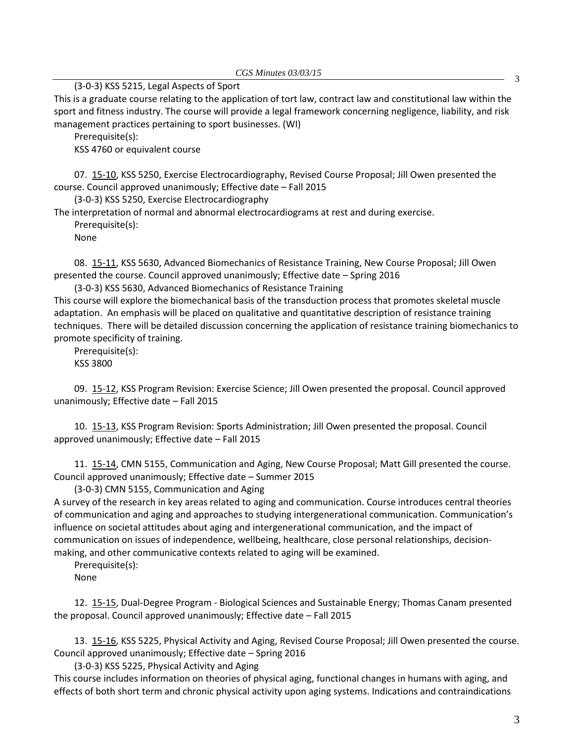(3-0-3) KSS 5215, Legal Aspects of Sport

This is a graduate course relating to the application of tort law, contract law and constitutional law within the sport and fitness industry. The course will provide a legal framework concerning negligence, liability, and risk management practices pertaining to sport businesses. (WI)

Prerequisite(s):

KSS 4760 or equivalent course

07. 15-10, KSS 5250, Exercise Electrocardiography, Revised Course Proposal; Jill Owen presented the course. Council approved unanimously; Effective date – Fall 2015

(3-0-3) KSS 5250, Exercise Electrocardiography

The interpretation of normal and abnormal electrocardiograms at rest and during exercise.

Prerequisite(s):

None

08. 15-11, KSS 5630, Advanced Biomechanics of Resistance Training, New Course Proposal; Jill Owen presented the course. Council approved unanimously; Effective date – Spring 2016

(3-0-3) KSS 5630, Advanced Biomechanics of Resistance Training

This course will explore the biomechanical basis of the transduction process that promotes skeletal muscle adaptation. An emphasis will be placed on qualitative and quantitative description of resistance training techniques. There will be detailed discussion concerning the application of resistance training biomechanics to promote specificity of training.

Prerequisite(s):

KSS 3800

09. 15-12, KSS Program Revision: Exercise Science; Jill Owen presented the proposal. Council approved unanimously; Effective date – Fall 2015

10. 15-13, KSS Program Revision: Sports Administration; Jill Owen presented the proposal. Council approved unanimously; Effective date – Fall 2015

11. 15-14, CMN 5155, Communication and Aging, New Course Proposal; Matt Gill presented the course. Council approved unanimously; Effective date – Summer 2015

(3-0-3) CMN 5155, Communication and Aging

A survey of the research in key areas related to aging and communication. Course introduces central theories of communication and aging and approaches to studying intergenerational communication. Communication's influence on societal attitudes about aging and intergenerational communication, and the impact of communication on issues of independence, wellbeing, healthcare, close personal relationships, decision-making, and other communicative contexts related to aging will be examined.

Prerequisite(s):

None

12. 15-15, Dual-Degree Program - Biological Sciences and Sustainable Energy; Thomas Canam presented the proposal. Council approved unanimously; Effective date – Fall 2015

13. 15-16, KSS 5225, Physical Activity and Aging, Revised Course Proposal; Jill Owen presented the course. Council approved unanimously; Effective date – Spring 2016

(3-0-3) KSS 5225, Physical Activity and Aging

This course includes information on theories of physical aging, functional changes in humans with aging, and effects of both short term and chronic physical activity upon aging systems. Indications and contraindications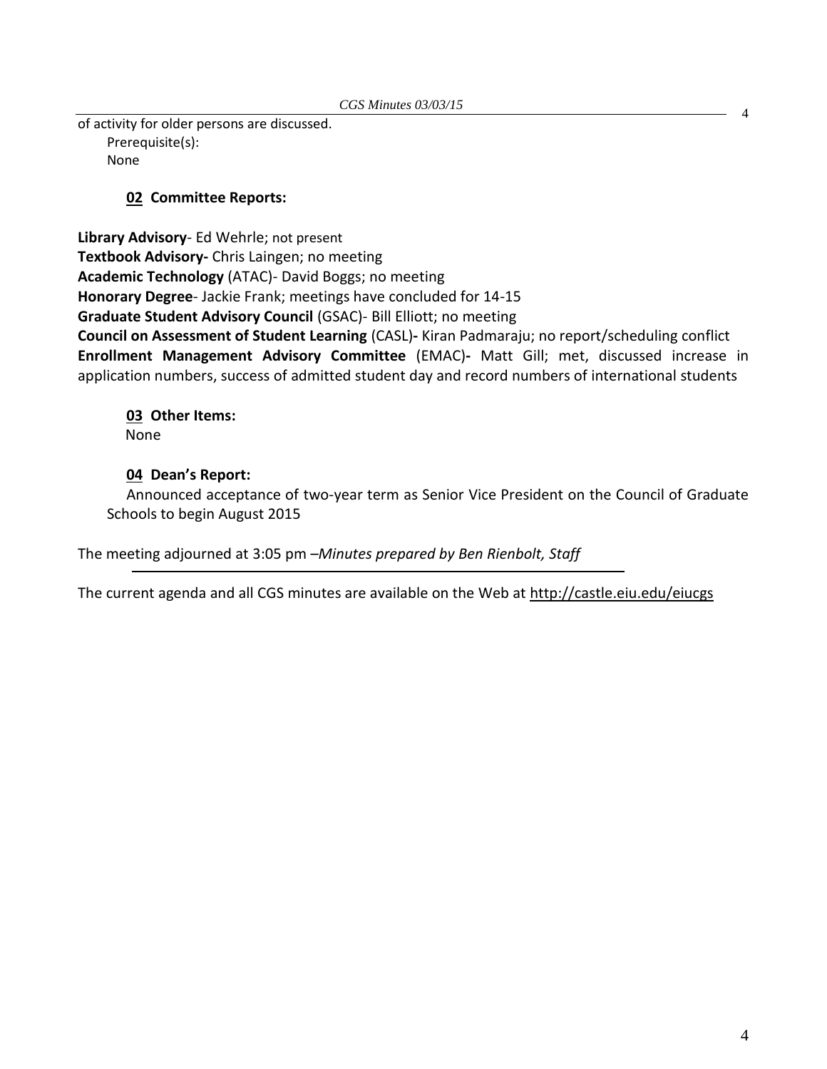of activity for older persons are discussed.

Prerequisite(s):
None

**02 Committee Reports:**

**Library Advisory**- Ed Wehrle; not present
**Textbook Advisory-** Chris Laingen; no meeting
**Academic Technology** (ATAC)- David Boggs; no meeting
**Honorary Degree**- Jackie Frank; meetings have concluded for 14-15
**Graduate Student Advisory Council** (GSAC)- Bill Elliott; no meeting
**Council on Assessment of Student Learning** (CASL)**-** Kiran Padmaraju; no report/scheduling conflict
**Enrollment Management Advisory Committee** (EMAC)**-** Matt Gill; met, discussed increase in application numbers, success of admitted student day and record numbers of international students

**03 Other Items:**
None

**04 Dean's Report:**
Announced acceptance of two-year term as Senior Vice President on the Council of Graduate Schools to begin August 2015

The meeting adjourned at 3:05 pm –*Minutes prepared by Ben Rienbolt, Staff*

---

The current agenda and all CGS minutes are available on the Web at http://castle.eiu.edu/eiucgs